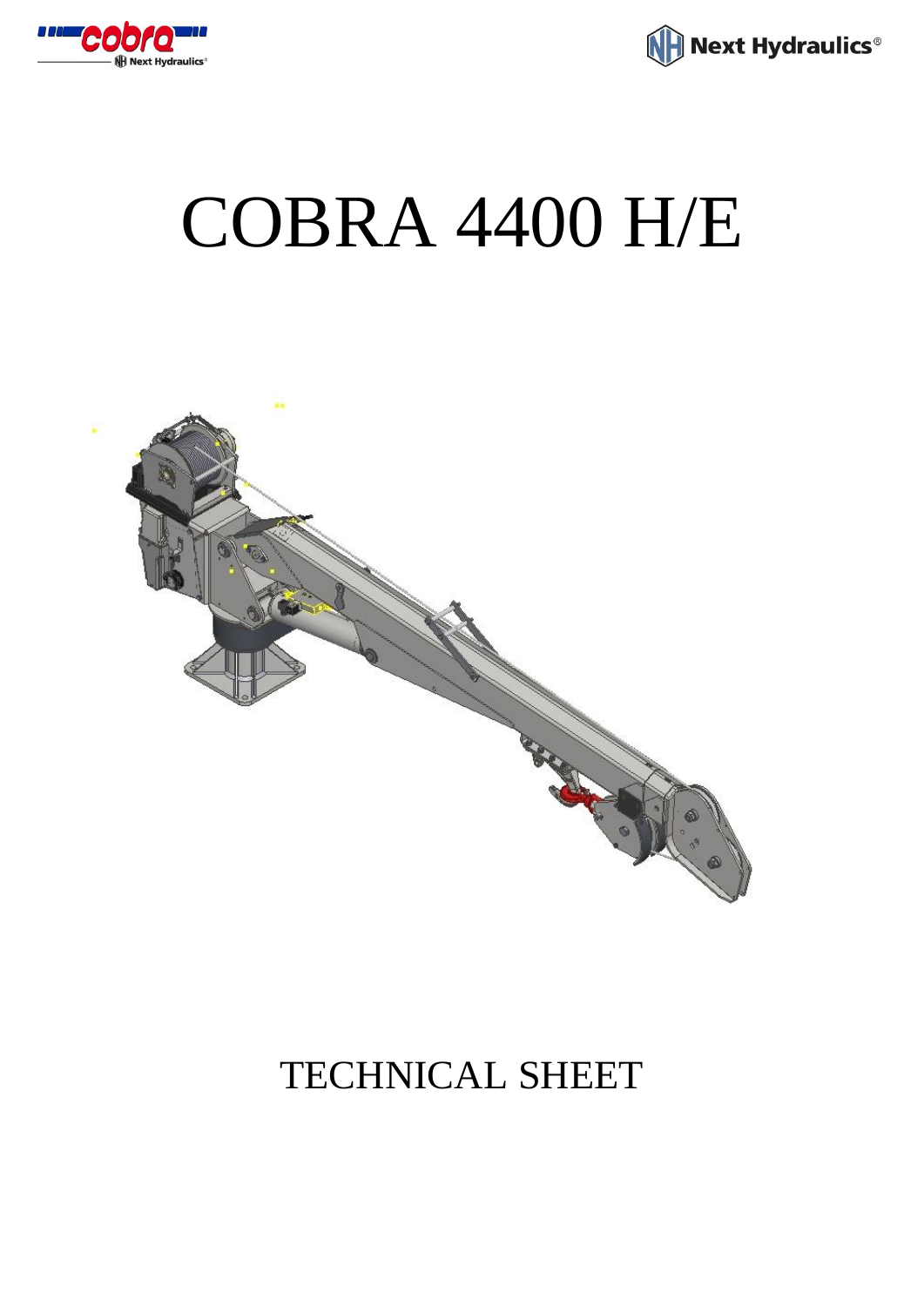# COBRA 4400 H/E

TECHNICAL SHEET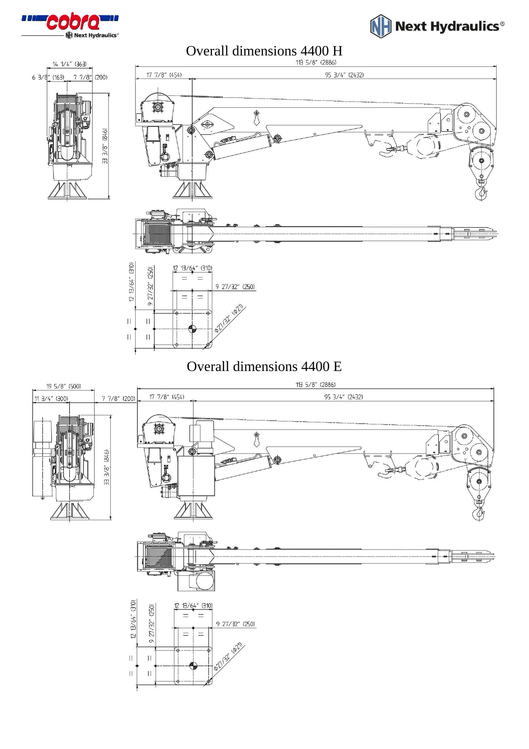# Overall dimensions 4400 H

14 1/4" (363)

6 3/8" (163) 7 7/8" (200)

33 3/8" (846)

113 5/8" (2886)

17 7/8" (454) 95 3/4" (2432)

12 13/64" (310)

9 27/32" (250)

12 13/64" (310)

9 27/32" (250)

Φ27/32" (Φ21)

# Overall dimensions 4400 E

19 5/8" (500)

11 3/4" (300) 7 7/8" (200)

33 3/8" (846)

113 5/8" (2886)

17 7/8" (454) 95 3/4" (2432)

12 13/64" (310)

9 27/32" (250)

12 13/64" (310)

9 27/32" (250)

Φ27/32" (Φ21)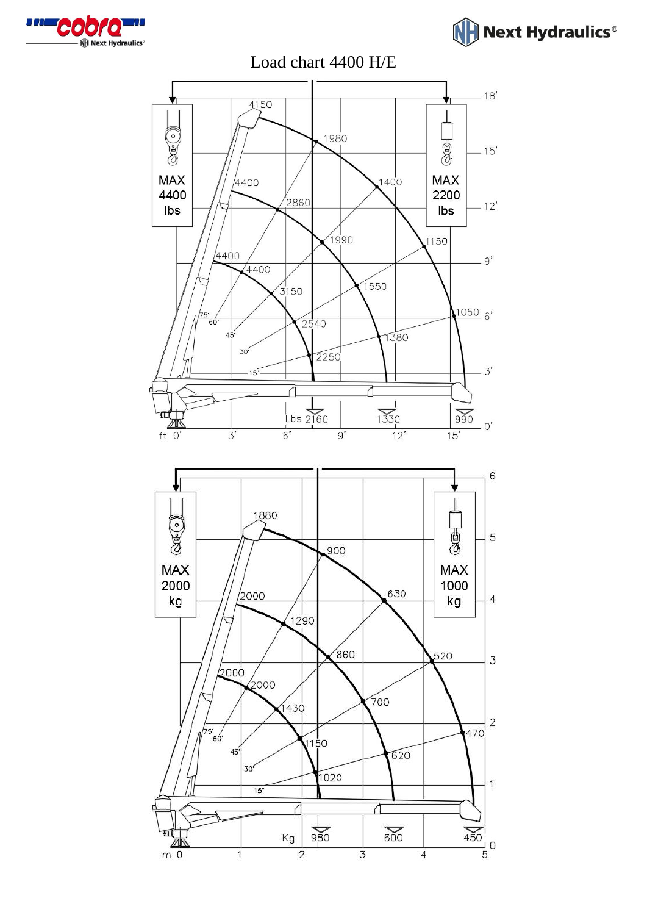# Load chart 4400 H/E

MAX 4400 lbs

MAX 2200 lbs

4150, 1980, 1400, 1150, 1050

4400, 2860, 1990, 1550, 1380

4400, 4400, 3150, 2540, 2250

75°, 60°, 45°, 30°, 15°

Lbs 2160, 1330, 990

ft 0', 3', 6', 9', 12', 15'

0', 3', 6', 9', 12', 15', 18'

MAX 2000 kg

MAX 1000 kg

1880, 900, 630, 520, 470

2000, 1290, 860, 700, 620

2000, 2000, 1430, 1150, 1020

75°, 60°, 45°, 30°, 15°

Kg 980, 600, 450

m 0, 1, 2, 3, 4, 5

0, 1, 2, 3, 4, 5, 6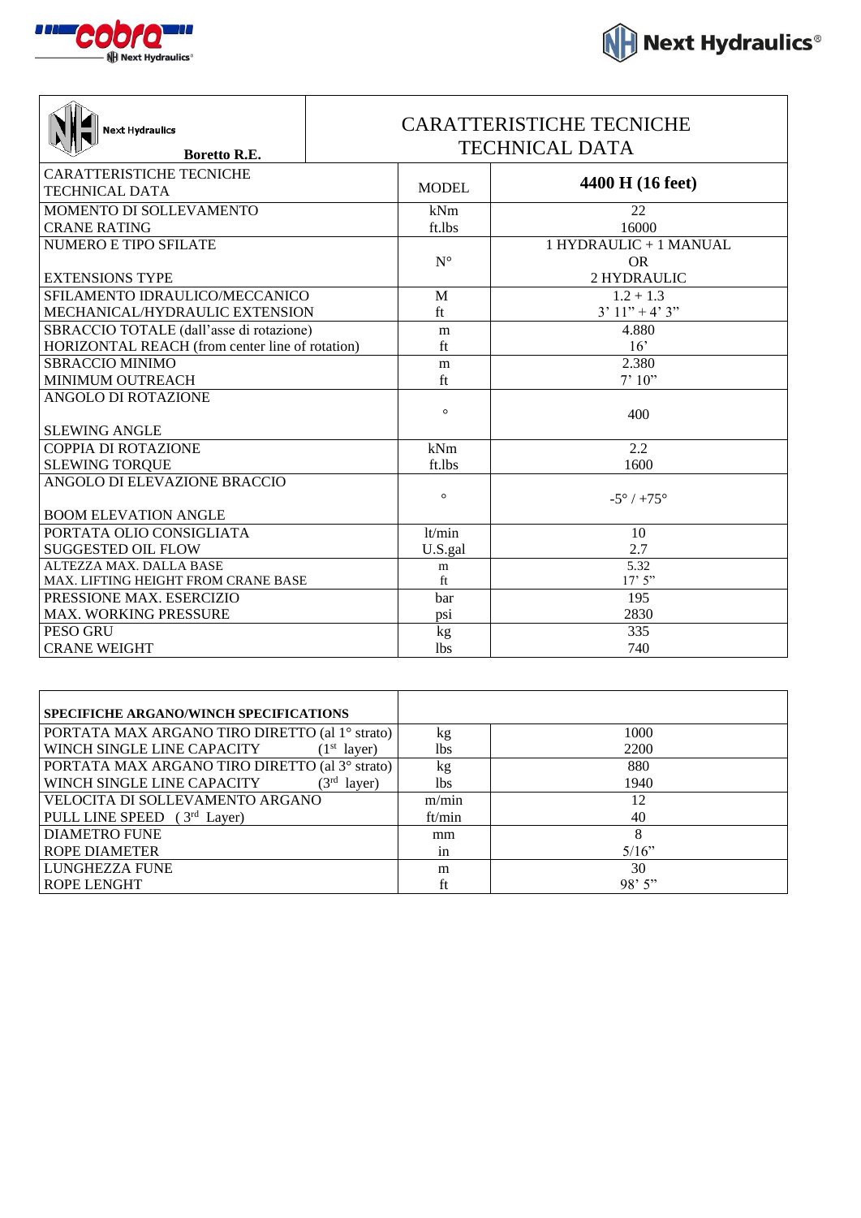| Next Hydraulics **Boretto R.E.** | CARATTERISTICHE TECNICHE TECHNICAL DATA | |
|---|---|---|
| CARATTERISTICHE TECNICHE<br>TECHNICAL DATA | MODEL | **4400 H (16 feet)** |
| MOMENTO DI SOLLEVAMENTO<br>CRANE RATING | kNm<br>ft.lbs | 22<br>16000 |
| NUMERO E TIPO SFILATE<br>EXTENSIONS TYPE | N° | 1 HYDRAULIC + 1 MANUAL<br>OR<br>2 HYDRAULIC |
| SFILAMENTO IDRAULICO/MECCANICO<br>MECHANICAL/HYDRAULIC EXTENSION | M<br>ft | 1.2 + 1.3<br>3' 11" + 4' 3" |
| SBRACCIO TOTALE (dall'asse di rotazione)<br>HORIZONTAL REACH (from center line of rotation) | m<br>ft | 4.880<br>16' |
| SBRACCIO MINIMO<br>MINIMUM OUTREACH | m<br>ft | 2.380<br>7' 10" |
| ANGOLO DI ROTAZIONE<br>SLEWING ANGLE | ° | 400 |
| COPPIA DI ROTAZIONE<br>SLEWING TORQUE | kNm<br>ft.lbs | 2.2<br>1600 |
| ANGOLO DI ELEVAZIONE BRACCIO<br>BOOM ELEVATION ANGLE | ° | -5° / +75° |
| PORTATA OLIO CONSIGLIATA<br>SUGGESTED OIL FLOW | lt/min<br>U.S.gal | 10<br>2.7 |
| ALTEZZA MAX. DALLA BASE<br>MAX. LIFTING HEIGHT FROM CRANE BASE | m<br>ft | 5.32<br>17' 5" |
| PRESSIONE MAX. ESERCIZIO<br>MAX. WORKING PRESSURE | bar<br>psi | 195<br>2830 |
| PESO GRU<br>CRANE WEIGHT | kg<br>lbs | 335<br>740 |

| **SPECIFICHE ARGANO/WINCH SPECIFICATIONS** | | |
|---|---|---|
| PORTATA MAX ARGANO TIRO DIRETTO (al 1° strato)<br>WINCH SINGLE LINE CAPACITY (1st layer) | kg<br>lbs | 1000<br>2200 |
| PORTATA MAX ARGANO TIRO DIRETTO (al 3° strato)<br>WINCH SINGLE LINE CAPACITY (3rd layer) | kg<br>lbs | 880<br>1940 |
| VELOCITA DI SOLLEVAMENTO ARGANO<br>PULL LINE SPEED (3rd Layer) | m/min<br>ft/min | 12<br>40 |
| DIAMETRO FUNE<br>ROPE DIAMETER | mm<br>in | 8<br>5/16" |
| LUNGHEZZA FUNE<br>ROPE LENGHT | m<br>ft | 30<br>98' 5" |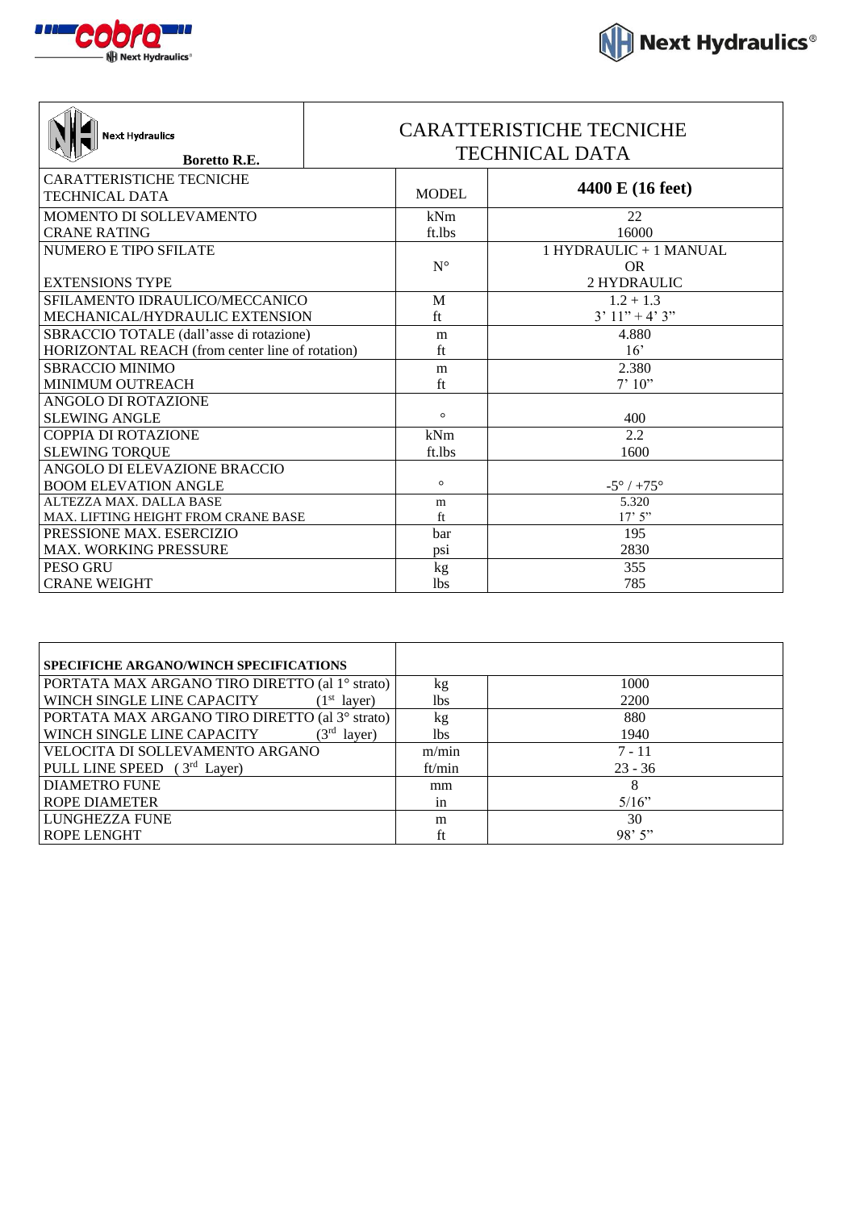**Next Hydraulics**

**Boretto R.E.**

# CARATTERISTICHE TECNICHE
# TECHNICAL DATA

| CARATTERISTICHE TECNICHE<br>TECHNICAL DATA | MODEL | **4400 E (16 feet)** |
|---|---|---|
| MOMENTO DI SOLLEVAMENTO<br>CRANE RATING | kNm<br>ft.lbs | 22<br>16000 |
| NUMERO E TIPO SFILATE<br>EXTENSIONS TYPE | N° | 1 HYDRAULIC + 1 MANUAL<br>OR<br>2 HYDRAULIC |
| SFILAMENTO IDRAULICO/MECCANICO<br>MECHANICAL/HYDRAULIC EXTENSION | M<br>ft | 1.2 + 1.3<br>3' 11" + 4' 3" |
| SBRACCIO TOTALE (dall'asse di rotazione)<br>HORIZONTAL REACH (from center line of rotation) | m<br>ft | 4.880<br>16' |
| SBRACCIO MINIMO<br>MINIMUM OUTREACH | m<br>ft | 2.380<br>7' 10" |
| ANGOLO DI ROTAZIONE<br>SLEWING ANGLE | ° | 400 |
| COPPIA DI ROTAZIONE<br>SLEWING TORQUE | kNm<br>ft.lbs | 2.2<br>1600 |
| ANGOLO DI ELEVAZIONE BRACCIO<br>BOOM ELEVATION ANGLE | ° | -5° / +75° |
| ALTEZZA MAX. DALLA BASE<br>MAX. LIFTING HEIGHT FROM CRANE BASE | m<br>ft | 5.320<br>17' 5" |
| PRESSIONE MAX. ESERCIZIO<br>MAX. WORKING PRESSURE | bar<br>psi | 195<br>2830 |
| PESO GRU<br>CRANE WEIGHT | kg<br>lbs | 355<br>785 |

| **SPECIFICHE ARGANO/WINCH SPECIFICATIONS** | | |
|---|---|---|
| PORTATA MAX ARGANO TIRO DIRETTO (al 1° strato)<br>WINCH SINGLE LINE CAPACITY (1st layer) | kg<br>lbs | 1000<br>2200 |
| PORTATA MAX ARGANO TIRO DIRETTO (al 3° strato)<br>WINCH SINGLE LINE CAPACITY (3rd layer) | kg<br>lbs | 880<br>1940 |
| VELOCITA DI SOLLEVAMENTO ARGANO<br>PULL LINE SPEED (3rd Layer) | m/min<br>ft/min | 7 - 11<br>23 - 36 |
| DIAMETRO FUNE<br>ROPE DIAMETER | mm<br>in | 8<br>5/16" |
| LUNGHEZZA FUNE<br>ROPE LENGHT | m<br>ft | 30<br>98' 5" |